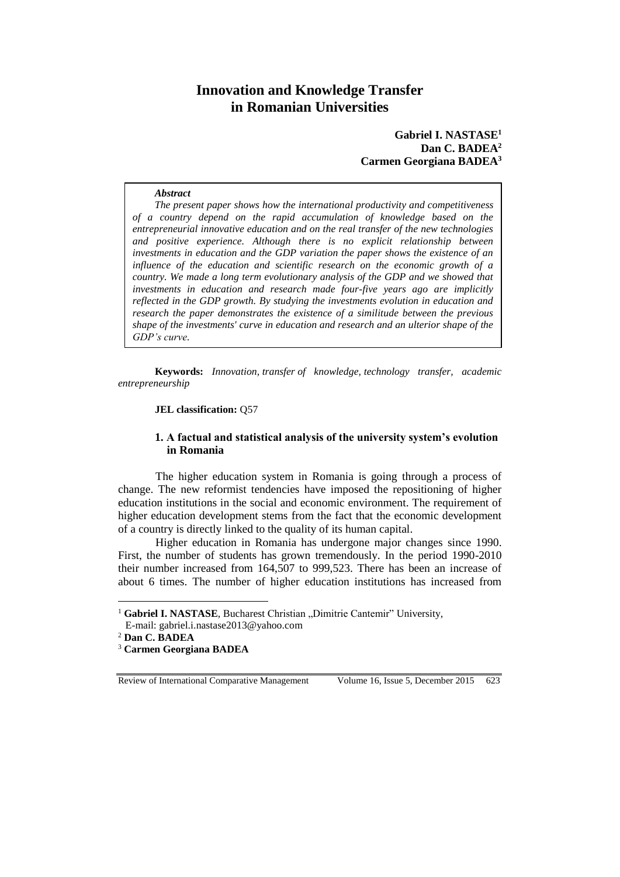# Innovation and Knowledge Transfer in Romanian Universities

**Gabriel I. NASTASE**[1]
**Dan C. BADEA**[2]
**Carmen Georgiana BADEA**[3]

***Abstract***

*The present paper shows how the international productivity and competitiveness of a country depend on the rapid accumulation of knowledge based on the entrepreneurial innovative education and on the real transfer of the new technologies and positive experience. Although there is no explicit relationship between investments in education and the GDP variation the paper shows the existence of an influence of the education and scientific research on the economic growth of a country. We made a long term evolutionary analysis of the GDP and we showed that investments in education and research made four-five years ago are implicitly reflected in the GDP growth. By studying the investments evolution in education and research the paper demonstrates the existence of a similitude between the previous shape of the investments' curve in education and research and an ulterior shape of the GDP's curve.*

**Keywords:** *Innovation, transfer of knowledge, technology transfer, academic entrepreneurship*

**JEL classification:** Q57

## 1. A factual and statistical analysis of the university system's evolution in Romania

The higher education system in Romania is going through a process of change. The new reformist tendencies have imposed the repositioning of higher education institutions in the social and economic environment. The requirement of higher education development stems from the fact that the economic development of a country is directly linked to the quality of its human capital.

Higher education in Romania has undergone major changes since 1990. First, the number of students has grown tremendously. In the period 1990-2010 their number increased from 164,507 to 999,523. There has been an increase of about 6 times. The number of higher education institutions has increased from

---

[1] **Gabriel I. NASTASE**, Bucharest Christian „Dimitrie Cantemir" University, E-mail: gabriel.i.nastase2013@yahoo.com

[2] **Dan C. BADEA**

[3] **Carmen Georgiana BADEA**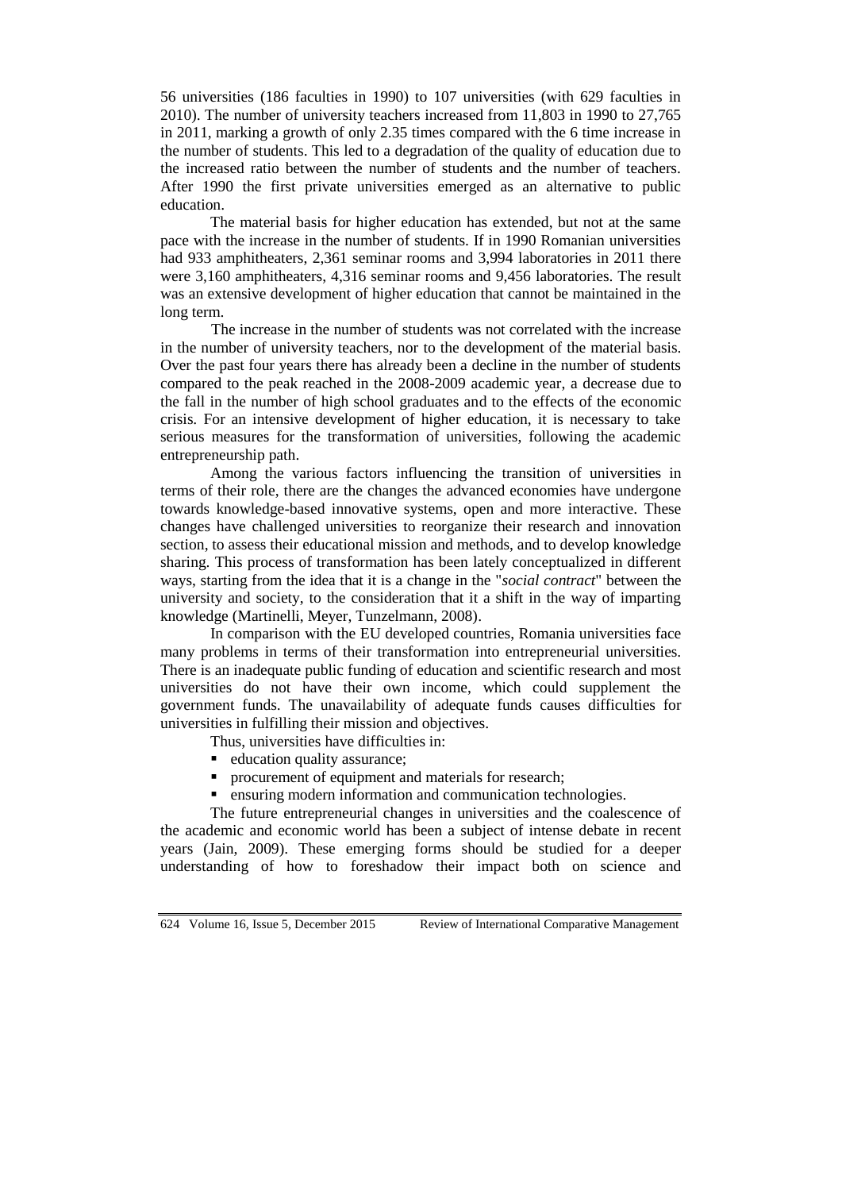56 universities (186 faculties in 1990) to 107 universities (with 629 faculties in 2010). The number of university teachers increased from 11,803 in 1990 to 27,765 in 2011, marking a growth of only 2.35 times compared with the 6 time increase in the number of students. This led to a degradation of the quality of education due to the increased ratio between the number of students and the number of teachers. After 1990 the first private universities emerged as an alternative to public education.

The material basis for higher education has extended, but not at the same pace with the increase in the number of students. If in 1990 Romanian universities had 933 amphitheaters, 2,361 seminar rooms and 3,994 laboratories in 2011 there were 3,160 amphitheaters, 4,316 seminar rooms and 9,456 laboratories. The result was an extensive development of higher education that cannot be maintained in the long term.

The increase in the number of students was not correlated with the increase in the number of university teachers, nor to the development of the material basis. Over the past four years there has already been a decline in the number of students compared to the peak reached in the 2008-2009 academic year, a decrease due to the fall in the number of high school graduates and to the effects of the economic crisis. For an intensive development of higher education, it is necessary to take serious measures for the transformation of universities, following the academic entrepreneurship path.

Among the various factors influencing the transition of universities in terms of their role, there are the changes the advanced economies have undergone towards knowledge-based innovative systems, open and more interactive. These changes have challenged universities to reorganize their research and innovation section, to assess their educational mission and methods, and to develop knowledge sharing. This process of transformation has been lately conceptualized in different ways, starting from the idea that it is a change in the "*social contract*" between the university and society, to the consideration that it a shift in the way of imparting knowledge (Martinelli, Meyer, Tunzelmann, 2008).

In comparison with the EU developed countries, Romania universities face many problems in terms of their transformation into entrepreneurial universities. There is an inadequate public funding of education and scientific research and most universities do not have their own income, which could supplement the government funds. The unavailability of adequate funds causes difficulties for universities in fulfilling their mission and objectives.

Thus, universities have difficulties in:

- education quality assurance;
- procurement of equipment and materials for research;
- ensuring modern information and communication technologies.

The future entrepreneurial changes in universities and the coalescence of the academic and economic world has been a subject of intense debate in recent years (Jain, 2009). These emerging forms should be studied for a deeper understanding of how to foreshadow their impact both on science and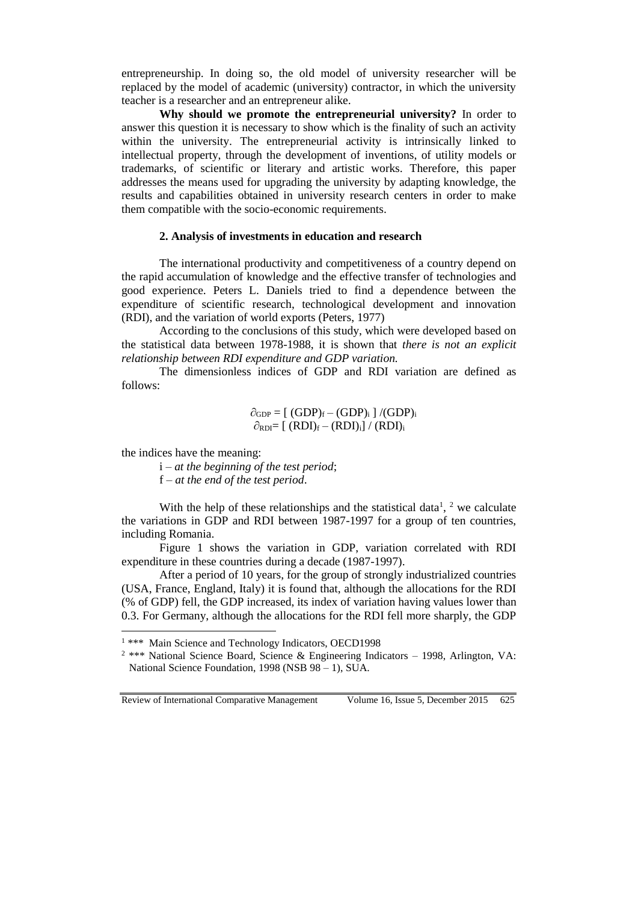entrepreneurship. In doing so, the old model of university researcher will be replaced by the model of academic (university) contractor, in which the university teacher is a researcher and an entrepreneur alike.

**Why should we promote the entrepreneurial university?** In order to answer this question it is necessary to show which is the finality of such an activity within the university. The entrepreneurial activity is intrinsically linked to intellectual property, through the development of inventions, of utility models or trademarks, of scientific or literary and artistic works. Therefore, this paper addresses the means used for upgrading the university by adapting knowledge, the results and capabilities obtained in university research centers in order to make them compatible with the socio-economic requirements.

## 2. Analysis of investments in education and research

The international productivity and competitiveness of a country depend on the rapid accumulation of knowledge and the effective transfer of technologies and good experience. Peters L. Daniels tried to find a dependence between the expenditure of scientific research, technological development and innovation (RDI), and the variation of world exports (Peters, 1977)

According to the conclusions of this study, which were developed based on the statistical data between 1978-1988, it is shown that *there is not an explicit relationship between RDI expenditure and GDP variation.*

The dimensionless indices of GDP and RDI variation are defined as follows:

$$\partial_{GDP} = [\ (GDP)_f - (GDP)_i\ ] / (GDP)_i$$
$$\partial_{RDI} = [\ (RDI)_f - (RDI)_i ] / (RDI)_i$$

the indices have the meaning:

i – *at the beginning of the test period*;
f – *at the end of the test period*.

With the help of these relationships and the statistical data[1], [2] we calculate the variations in GDP and RDI between 1987-1997 for a group of ten countries, including Romania.

Figure 1 shows the variation in GDP, variation correlated with RDI expenditure in these countries during a decade (1987-1997).

After a period of 10 years, for the group of strongly industrialized countries (USA, France, England, Italy) it is found that, although the allocations for the RDI (% of GDP) fell, the GDP increased, its index of variation having values lower than 0.3. For Germany, although the allocations for the RDI fell more sharply, the GDP

---

[1] *** Main Science and Technology Indicators, OECD1998

[2] *** National Science Board, Science & Engineering Indicators – 1998, Arlington, VA: National Science Foundation, 1998 (NSB 98 – 1), SUA.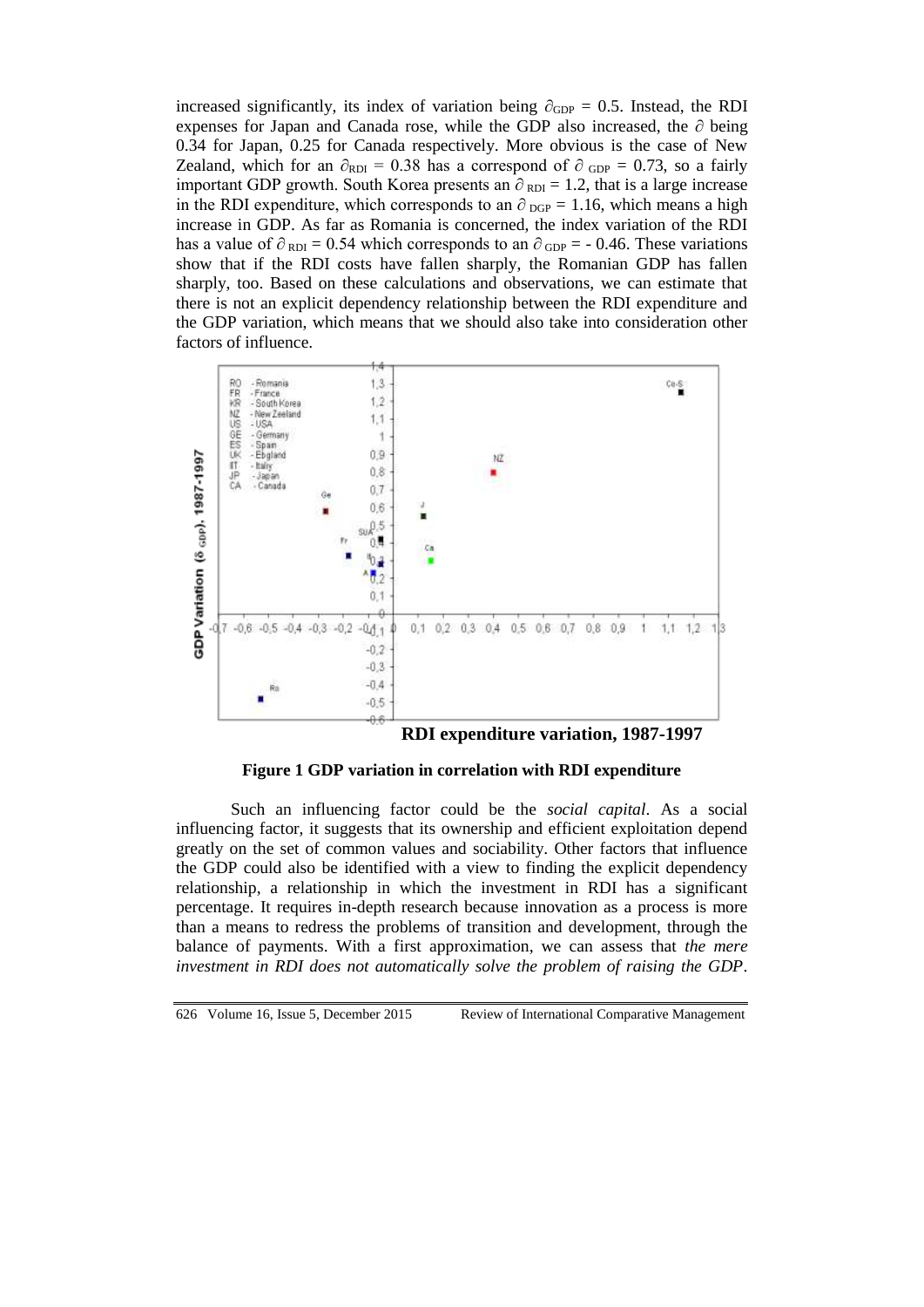increased significantly, its index of variation being $\partial_{GDP} = 0.5$. Instead, the RDI expenses for Japan and Canada rose, while the GDP also increased, the $\partial$ being 0.34 for Japan, 0.25 for Canada respectively. More obvious is the case of New Zealand, which for an $\partial_{RDI} = 0.38$ has a correspond of $\partial_{GDP} = 0.73$, so a fairly important GDP growth. South Korea presents an $\partial_{RDI} = 1.2$, that is a large increase in the RDI expenditure, which corresponds to an $\partial_{DGP} = 1.16$, which means a high increase in GDP. As far as Romania is concerned, the index variation of the RDI has a value of $\partial_{RDI} = 0.54$ which corresponds to an $\partial_{GDP} = -0.46$. These variations show that if the RDI costs have fallen sharply, the Romanian GDP has fallen sharply, too. Based on these calculations and observations, we can estimate that there is not an explicit dependency relationship between the RDI expenditure and the GDP variation, which means that we should also take into consideration other factors of influence.

RO - Romania
FR - France
KR - South Korea
NZ - New Zeeland
US - USA
GE - Germany
ES - Spain
UK - Ebgland
IT - Italy
JP - Japan
CA - Canada

GDP Variation ($\delta_{GDP}$), 1987-1997

RDI expenditure variation, 1987-1997

**Figure 1 GDP variation in correlation with RDI expenditure**

Such an influencing factor could be the *social capital*. As a social influencing factor, it suggests that its ownership and efficient exploitation depend greatly on the set of common values and sociability. Other factors that influence the GDP could also be identified with a view to finding the explicit dependency relationship, a relationship in which the investment in RDI has a significant percentage. It requires in-depth research because innovation as a process is more than a means to redress the problems of transition and development, through the balance of payments. With a first approximation, we can assess that *the mere investment in RDI does not automatically solve the problem of raising the GDP*.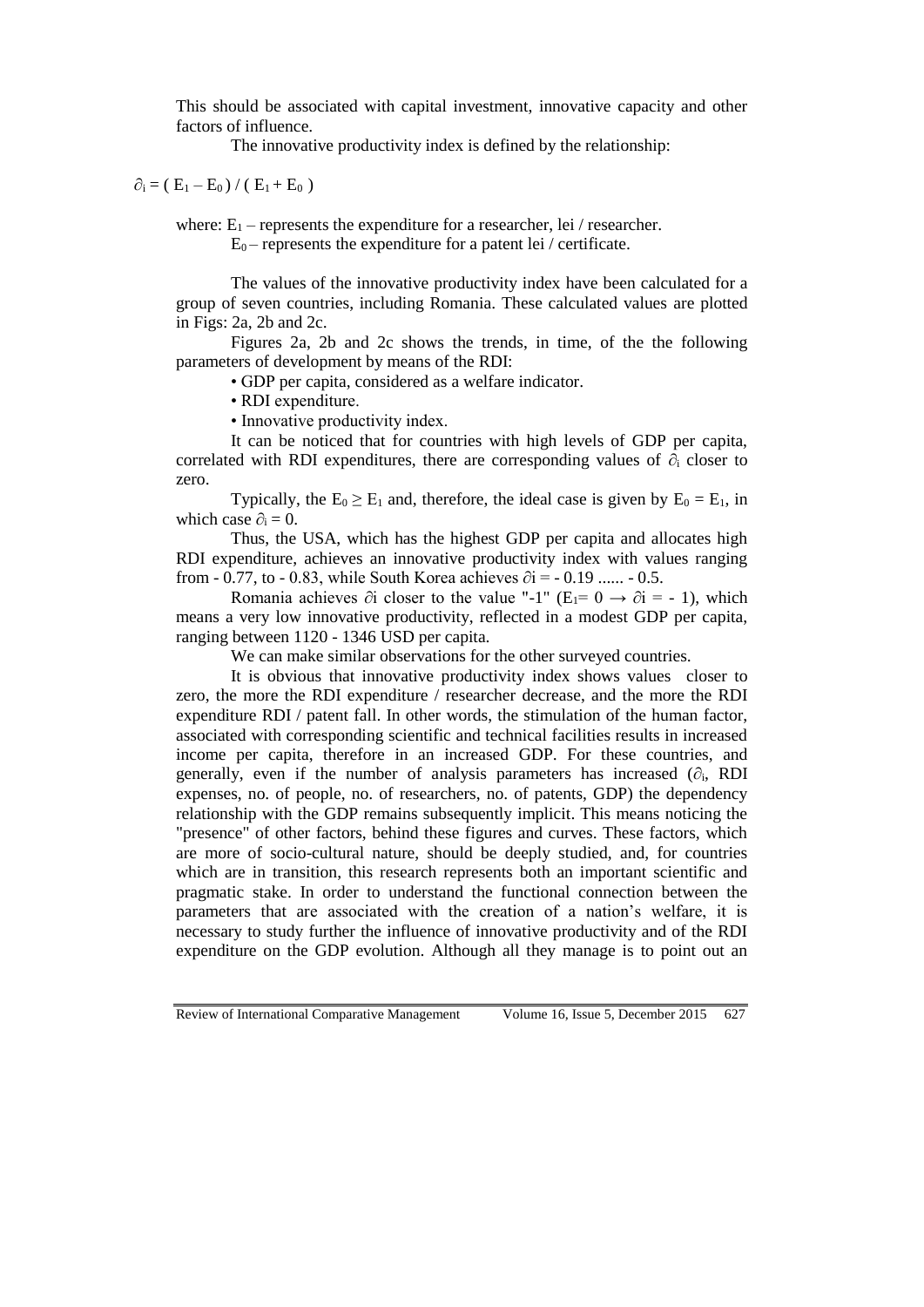This should be associated with capital investment, innovative capacity and other factors of influence.

The innovative productivity index is defined by the relationship:

$$\partial_i = ( E_1 – E_0 ) / ( E_1 + E_0 )$$

where: $E_1$ – represents the expenditure for a researcher, lei / researcher.

$E_0$ – represents the expenditure for a patent lei / certificate.

The values of the innovative productivity index have been calculated for a group of seven countries, including Romania. These calculated values are plotted in Figs: 2a, 2b and 2c.

Figures 2a, 2b and 2c shows the trends, in time, of the the following parameters of development by means of the RDI:

- GDP per capita, considered as a welfare indicator.
- RDI expenditure.
- Innovative productivity index.

It can be noticed that for countries with high levels of GDP per capita, correlated with RDI expenditures, there are corresponding values of $\partial_i$ closer to zero.

Typically, the $E_0 \geq E_1$ and, therefore, the ideal case is given by $E_0 = E_1$, in which case $\partial_i = 0$.

Thus, the USA, which has the highest GDP per capita and allocates high RDI expenditure, achieves an innovative productivity index with values ranging from - 0.77, to - 0.83, while South Korea achieves $\partial i$ = - 0.19 ...... - 0.5.

Romania achieves $\partial i$ closer to the value "-1" ($E_1 = 0 \rightarrow \partial i = -1$), which means a very low innovative productivity, reflected in a modest GDP per capita, ranging between 1120 - 1346 USD per capita.

We can make similar observations for the other surveyed countries.

It is obvious that innovative productivity index shows values closer to zero, the more the RDI expenditure / researcher decrease, and the more the RDI expenditure RDI / patent fall. In other words, the stimulation of the human factor, associated with corresponding scientific and technical facilities results in increased income per capita, therefore in an increased GDP. For these countries, and generally, even if the number of analysis parameters has increased ($\partial_i$, RDI expenses, no. of people, no. of researchers, no. of patents, GDP) the dependency relationship with the GDP remains subsequently implicit. This means noticing the "presence" of other factors, behind these figures and curves. These factors, which are more of socio-cultural nature, should be deeply studied, and, for countries which are in transition, this research represents both an important scientific and pragmatic stake. In order to understand the functional connection between the parameters that are associated with the creation of a nation's welfare, it is necessary to study further the influence of innovative productivity and of the RDI expenditure on the GDP evolution. Although all they manage is to point out an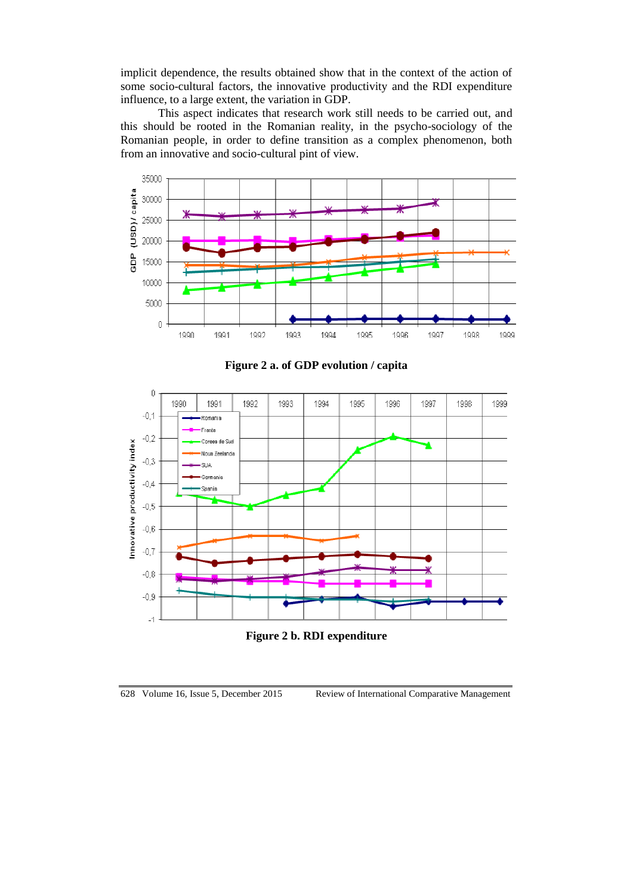implicit dependence, the results obtained show that in the context of the action of some socio-cultural factors, the innovative productivity and the RDI expenditure influence, to a large extent, the variation in GDP.

This aspect indicates that research work still needs to be carried out, and this should be rooted in the Romanian reality, in the psycho-sociology of the Romanian people, in order to define transition as a complex phenomenon, both from an innovative and socio-cultural pint of view.

GDP (USD) / capita

35000
30000
25000
20000
15000
10000
5000
0

1990 1991 1992 1993 1994 1995 1996 1997 1998 1999

**Figure 2 a. of GDP evolution / capita**

Innovative productivity index

0
-0,1
-0,2
-0,3
-0,4
-0,5
-0,6
-0,7
-0,8
-0,9
-1

1990 1991 1992 1993 1994 1995 1996 1997 1998 1999

Romania
Franta
Coreea de Sud
Noua Zeelanda
SUA
Germania
Spania

**Figure 2 b. RDI expenditure**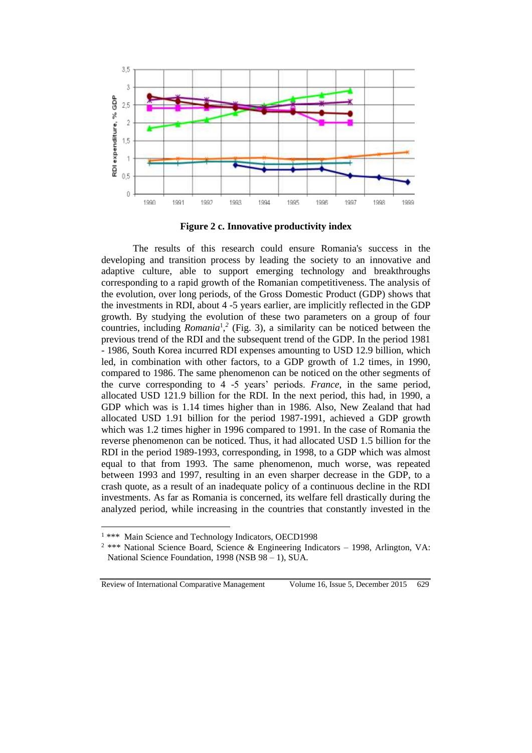RDI expenditure, % GDP

3,5
3
2,5
2
1,5
1
0,5
0

1990 1991 1992 1993 1994 1995 1996 1997 1998 1999

**Figure 2 c. Innovative productivity index**

The results of this research could ensure Romania's success in the developing and transition process by leading the society to an innovative and adaptive culture, able to support emerging technology and breakthroughs corresponding to a rapid growth of the Romanian competitiveness. The analysis of the evolution, over long periods, of the Gross Domestic Product (GDP) shows that the investments in RDI, about 4 -5 years earlier, are implicitly reflected in the GDP growth. By studying the evolution of these two parameters on a group of four countries, including *Romania*[1,2] (Fig. 3), a similarity can be noticed between the previous trend of the RDI and the subsequent trend of the GDP. In the period 1981 - 1986, South Korea incurred RDI expenses amounting to USD 12.9 billion, which led, in combination with other factors, to a GDP growth of 1.2 times, in 1990, compared to 1986. The same phenomenon can be noticed on the other segments of the curve corresponding to 4 -5 years' periods. *France*, in the same period, allocated USD 121.9 billion for the RDI. In the next period, this had, in 1990, a GDP which was is 1.14 times higher than in 1986. Also, New Zealand that had allocated USD 1.91 billion for the period 1987-1991, achieved a GDP growth which was 1.2 times higher in 1996 compared to 1991. In the case of Romania the reverse phenomenon can be noticed. Thus, it had allocated USD 1.5 billion for the RDI in the period 1989-1993, corresponding, in 1998, to a GDP which was almost equal to that from 1993. The same phenomenon, much worse, was repeated between 1993 and 1997, resulting in an even sharper decrease in the GDP, to a crash quote, as a result of an inadequate policy of a continuous decline in the RDI investments. As far as Romania is concerned, its welfare fell drastically during the analyzed period, while increasing in the countries that constantly invested in the

---

[1] *** Main Science and Technology Indicators, OECD1998

[2] *** National Science Board, Science & Engineering Indicators – 1998, Arlington, VA: National Science Foundation, 1998 (NSB 98 – 1), SUA.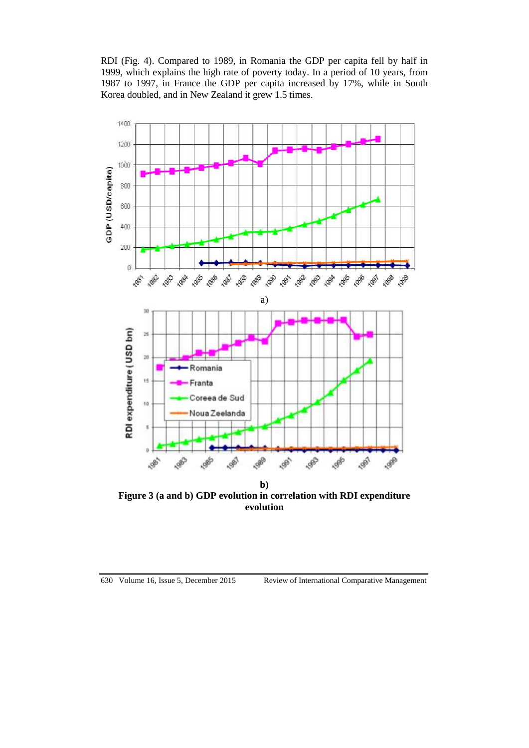RDI (Fig. 4). Compared to 1989, in Romania the GDP per capita fell by half in 1999, which explains the high rate of poverty today. In a period of 10 years, from 1987 to 1997, in France the GDP per capita increased by 17%, while in South Korea doubled, and in New Zealand it grew 1.5 times.

GDP (USD/capita)

1400
1200
1000
800
600
400
200
0

1981 1982 1983 1984 1985 1986 1987 1988 1989 1990 1991 1992 1993 1994 1995 1996 1997 1998 1999

a)

RDI expenditure ( USD bn)

30
25
20
15
10
5
0

Romania
Franta
Coreea de Sud
Noua Zeelanda

1981 1983 1985 1987 1989 1991 1993 1995 1997 1999

**b)**

**Figure 3 (a and b) GDP evolution in correlation with RDI expenditure evolution**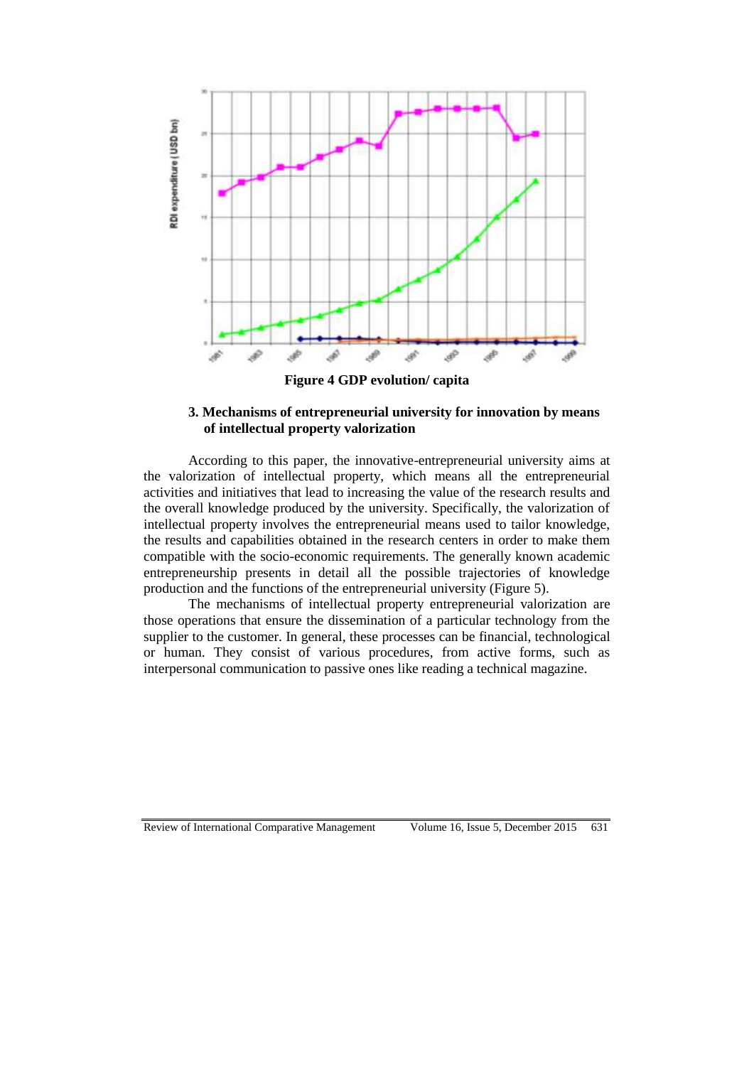RDI expenditure (USD bn)

30
25
20
15
10
5
0

1981
1983
1985
1987
1989
1991
1993
1995
1997
1999

**Figure 4 GDP evolution/ capita**

### 3. Mechanisms of entrepreneurial university for innovation by means of intellectual property valorization

According to this paper, the innovative-entrepreneurial university aims at the valorization of intellectual property, which means all the entrepreneurial activities and initiatives that lead to increasing the value of the research results and the overall knowledge produced by the university. Specifically, the valorization of intellectual property involves the entrepreneurial means used to tailor knowledge, the results and capabilities obtained in the research centers in order to make them compatible with the socio-economic requirements. The generally known academic entrepreneurship presents in detail all the possible trajectories of knowledge production and the functions of the entrepreneurial university (Figure 5).

The mechanisms of intellectual property entrepreneurial valorization are those operations that ensure the dissemination of a particular technology from the supplier to the customer. In general, these processes can be financial, technological or human. They consist of various procedures, from active forms, such as interpersonal communication to passive ones like reading a technical magazine.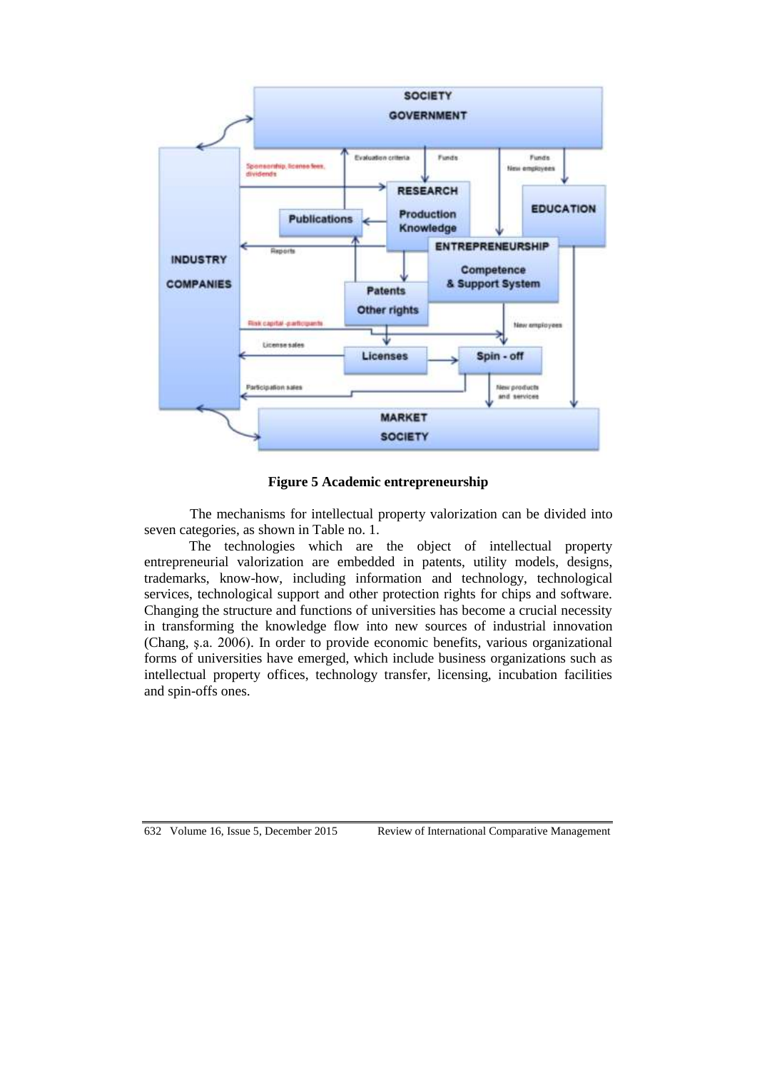SOCIETY
GOVERNMENT

INDUSTRY
COMPANIES

Sponsorship, license fees, dividends

Evaluation criteria

Funds

Funds
New employees

RESEARCH
Production
Knowledge

EDUCATION

Publications

Reports

ENTREPRENEURSHIP
Competence
& Support System

Patents
Other rights

Risk capital -participants

New employees

License sales

Licenses

Spin - off

Participation sales

New products and services

MARKET
SOCIETY

**Figure 5 Academic entrepreneurship**

The mechanisms for intellectual property valorization can be divided into seven categories, as shown in Table no. 1.

The technologies which are the object of intellectual property entrepreneurial valorization are embedded in patents, utility models, designs, trademarks, know-how, including information and technology, technological services, technological support and other protection rights for chips and software. Changing the structure and functions of universities has become a crucial necessity in transforming the knowledge flow into new sources of industrial innovation (Chang, ş.a. 2006). In order to provide economic benefits, various organizational forms of universities have emerged, which include business organizations such as intellectual property offices, technology transfer, licensing, incubation facilities and spin-offs ones.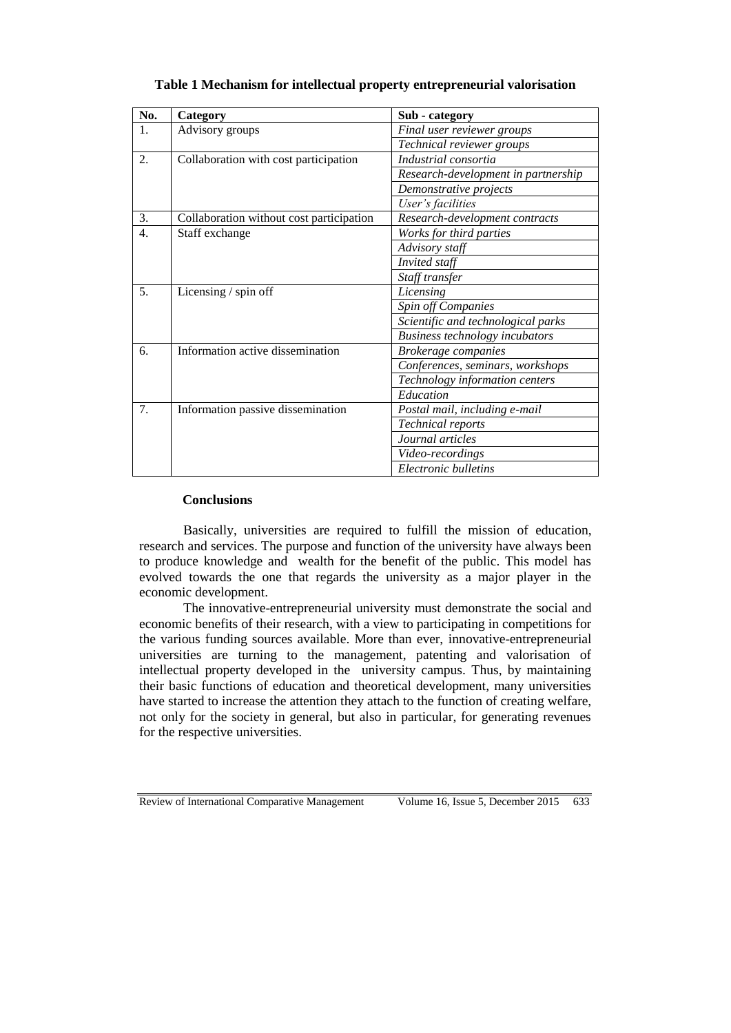**Table 1 Mechanism for intellectual property entrepreneurial valorisation**

| No. | Category | Sub - category |
|---|---|---|
| 1. | Advisory groups | *Final user reviewer groups* |
| | | *Technical reviewer groups* |
| 2. | Collaboration with cost participation | *Industrial consortia* |
| | | *Research-development in partnership* |
| | | *Demonstrative projects* |
| | | *User's facilities* |
| 3. | Collaboration without cost participation | *Research-development contracts* |
| 4. | Staff exchange | *Works for third parties* |
| | | *Advisory staff* |
| | | *Invited staff* |
| | | *Staff transfer* |
| 5. | Licensing / spin off | *Licensing* |
| | | *Spin off Companies* |
| | | *Scientific and technological parks* |
| | | *Business technology incubators* |
| 6. | Information active dissemination | *Brokerage companies* |
| | | *Conferences, seminars, workshops* |
| | | *Technology information centers* |
| | | *Education* |
| 7. | Information passive dissemination | *Postal mail, including e-mail* |
| | | *Technical reports* |
| | | *Journal articles* |
| | | *Video-recordings* |
| | | *Electronic bulletins* |

## Conclusions

Basically, universities are required to fulfill the mission of education, research and services. The purpose and function of the university have always been to produce knowledge and wealth for the benefit of the public. This model has evolved towards the one that regards the university as a major player in the economic development.

The innovative-entrepreneurial university must demonstrate the social and economic benefits of their research, with a view to participating in competitions for the various funding sources available. More than ever, innovative-entrepreneurial universities are turning to the management, patenting and valorisation of intellectual property developed in the university campus. Thus, by maintaining their basic functions of education and theoretical development, many universities have started to increase the attention they attach to the function of creating welfare, not only for the society in general, but also in particular, for generating revenues for the respective universities.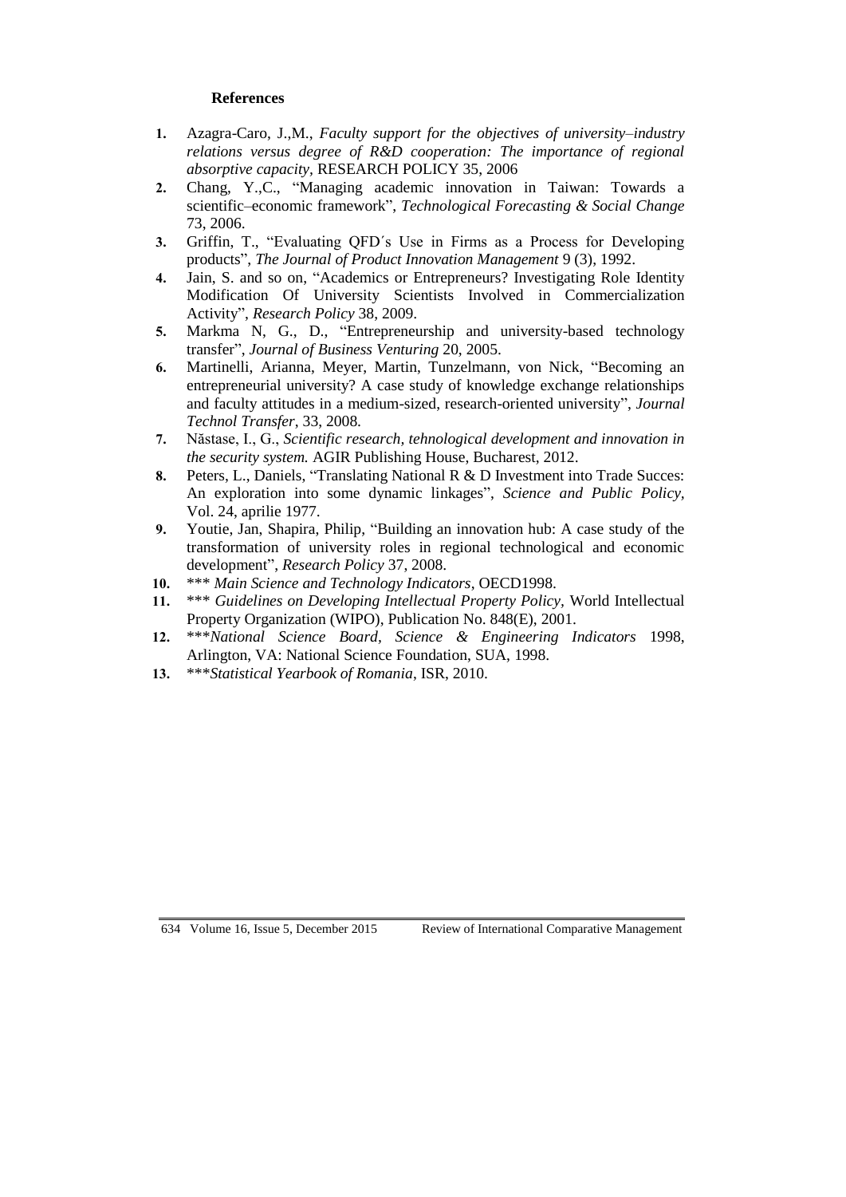**References**

1. Azagra-Caro, J.,M., *Faculty support for the objectives of university–industry relations versus degree of R&D cooperation: The importance of regional absorptive capacity*, RESEARCH POLICY 35, 2006
2. Chang, Y.,C., "Managing academic innovation in Taiwan: Towards a scientific–economic framework", *Technological Forecasting & Social Change* 73, 2006.
3. Griffin, T., "Evaluating QFD´s Use in Firms as a Process for Developing products", *The Journal of Product Innovation Management* 9 (3), 1992.
4. Jain, S. and so on, "Academics or Entrepreneurs? Investigating Role Identity Modification Of University Scientists Involved in Commercialization Activity", *Research Policy* 38, 2009.
5. Markma N, G., D., "Entrepreneurship and university-based technology transfer", *Journal of Business Venturing* 20, 2005.
6. Martinelli, Arianna, Meyer, Martin, Tunzelmann, von Nick, "Becoming an entrepreneurial university? A case study of knowledge exchange relationships and faculty attitudes in a medium-sized, research-oriented university", *Journal Technol Transfer*, 33, 2008.
7. Năstase, I., G., *Scientific research, tehnological development and innovation in the security system.* AGIR Publishing House, Bucharest, 2012.
8. Peters, L., Daniels, "Translating National R & D Investment into Trade Succes: An exploration into some dynamic linkages", *Science and Public Policy*, Vol. 24, aprilie 1977.
9. Youtie, Jan, Shapira, Philip, "Building an innovation hub: A case study of the transformation of university roles in regional technological and economic development", *Research Policy* 37, 2008.
10. \*\*\* *Main Science and Technology Indicators*, OECD1998.
11. \*\*\* *Guidelines on Developing Intellectual Property Policy*, World Intellectual Property Organization (WIPO), Publication No. 848(E), 2001.
12. \*\*\**National Science Board, Science & Engineering Indicators* 1998, Arlington, VA: National Science Foundation, SUA, 1998.
13. \*\*\**Statistical Yearbook of Romania*, ISR, 2010.